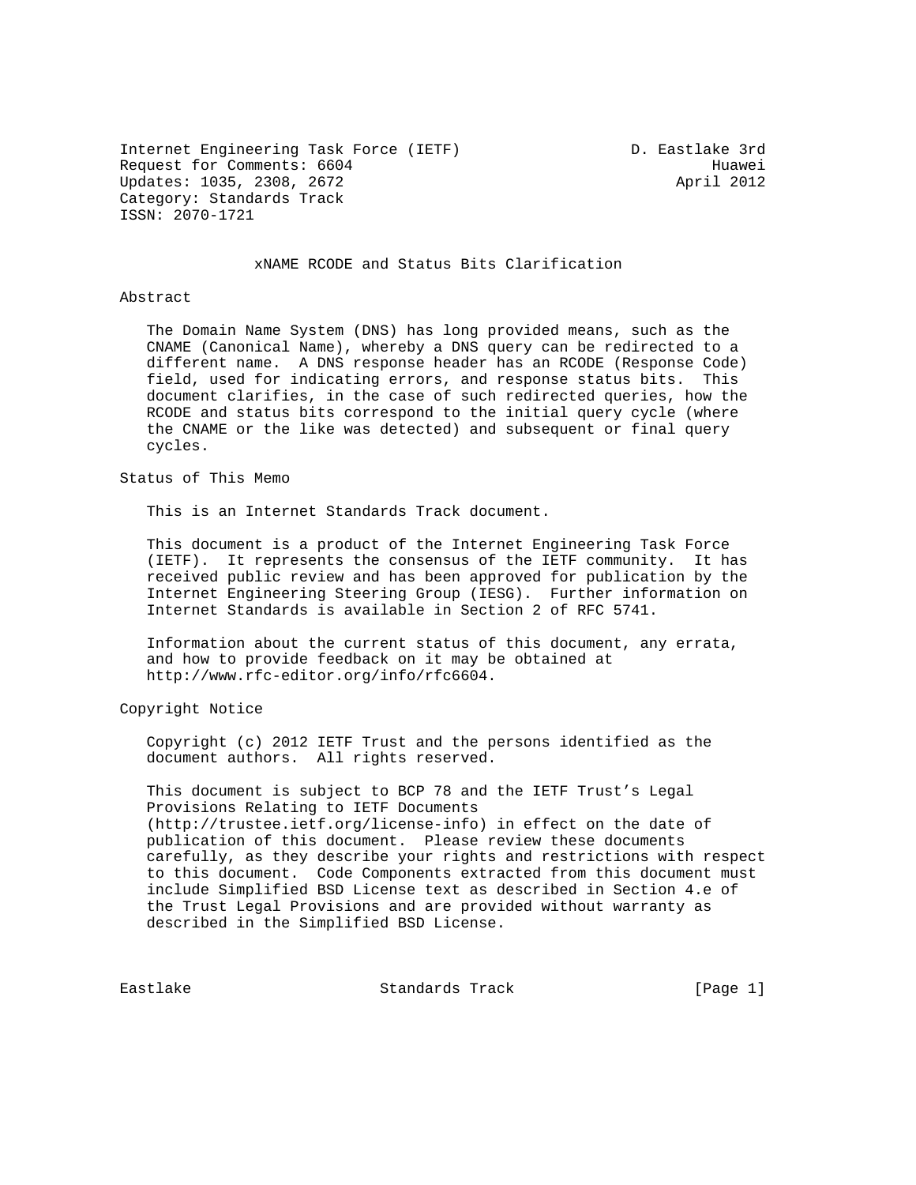Internet Engineering Task Force (IETF)  D. Eastlake 3rd
Request for Comments: 6604  Huawei
Updates: 1035, 2308, 2672  April 2012
Category: Standards Track
ISSN: 2070-1721

# xNAME RCODE and Status Bits Clarification

## Abstract

The Domain Name System (DNS) has long provided means, such as the CNAME (Canonical Name), whereby a DNS query can be redirected to a different name. A DNS response header has an RCODE (Response Code) field, used for indicating errors, and response status bits. This document clarifies, in the case of such redirected queries, how the RCODE and status bits correspond to the initial query cycle (where the CNAME or the like was detected) and subsequent or final query cycles.

## Status of This Memo

This is an Internet Standards Track document.

This document is a product of the Internet Engineering Task Force (IETF). It represents the consensus of the IETF community. It has received public review and has been approved for publication by the Internet Engineering Steering Group (IESG). Further information on Internet Standards is available in Section 2 of RFC 5741.

Information about the current status of this document, any errata, and how to provide feedback on it may be obtained at http://www.rfc-editor.org/info/rfc6604.

## Copyright Notice

Copyright (c) 2012 IETF Trust and the persons identified as the document authors. All rights reserved.

This document is subject to BCP 78 and the IETF Trust's Legal Provisions Relating to IETF Documents (http://trustee.ietf.org/license-info) in effect on the date of publication of this document. Please review these documents carefully, as they describe your rights and restrictions with respect to this document. Code Components extracted from this document must include Simplified BSD License text as described in Section 4.e of the Trust Legal Provisions and are provided without warranty as described in the Simplified BSD License.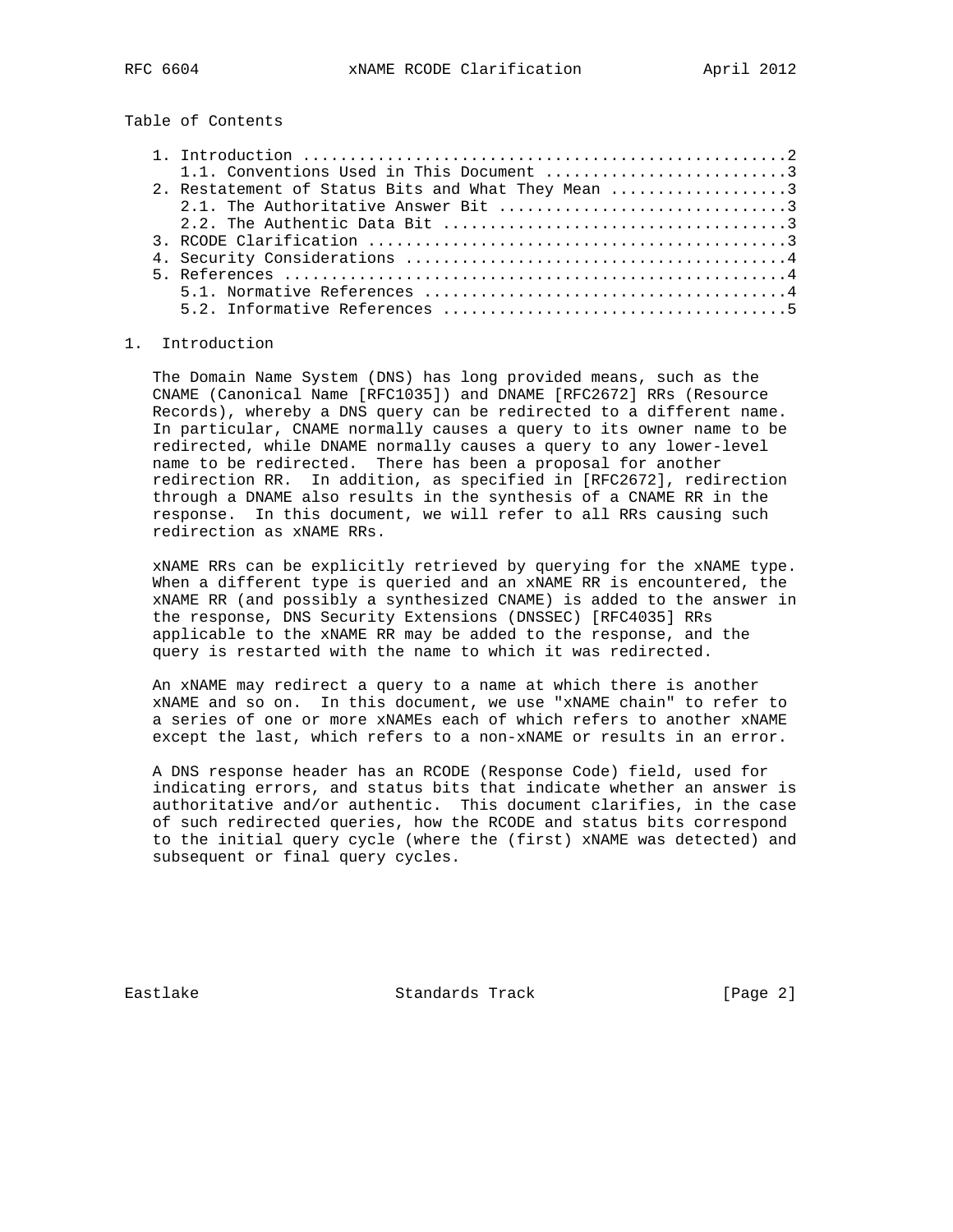Table of Contents

1. Introduction ....................................................2
   1.1. Conventions Used in This Document ..........................3
2. Restatement of Status Bits and What They Mean ...................3
   2.1. The Authoritative Answer Bit ...............................3
   2.2. The Authentic Data Bit .....................................3
3. RCODE Clarification .............................................3
4. Security Considerations .........................................4
5. References ......................................................4
   5.1. Normative References .......................................4
   5.2. Informative References .....................................5

# 1. Introduction

The Domain Name System (DNS) has long provided means, such as the CNAME (Canonical Name [RFC1035]) and DNAME [RFC2672] RRs (Resource Records), whereby a DNS query can be redirected to a different name. In particular, CNAME normally causes a query to its owner name to be redirected, while DNAME normally causes a query to any lower-level name to be redirected. There has been a proposal for another redirection RR. In addition, as specified in [RFC2672], redirection through a DNAME also results in the synthesis of a CNAME RR in the response. In this document, we will refer to all RRs causing such redirection as xNAME RRs.

xNAME RRs can be explicitly retrieved by querying for the xNAME type. When a different type is queried and an xNAME RR is encountered, the xNAME RR (and possibly a synthesized CNAME) is added to the answer in the response, DNS Security Extensions (DNSSEC) [RFC4035] RRs applicable to the xNAME RR may be added to the response, and the query is restarted with the name to which it was redirected.

An xNAME may redirect a query to a name at which there is another xNAME and so on. In this document, we use "xNAME chain" to refer to a series of one or more xNAMEs each of which refers to another xNAME except the last, which refers to a non-xNAME or results in an error.

A DNS response header has an RCODE (Response Code) field, used for indicating errors, and status bits that indicate whether an answer is authoritative and/or authentic. This document clarifies, in the case of such redirected queries, how the RCODE and status bits correspond to the initial query cycle (where the (first) xNAME was detected) and subsequent or final query cycles.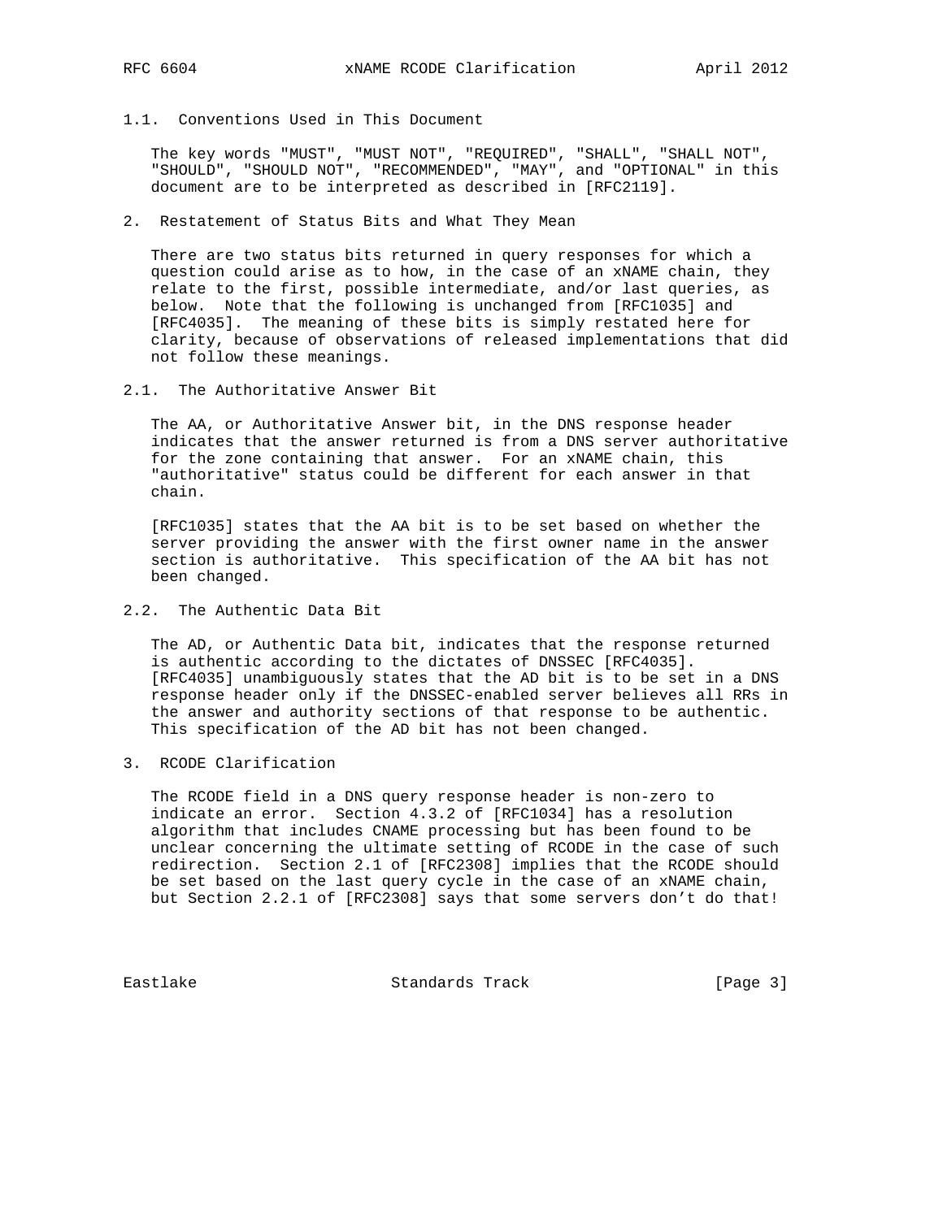### 1.1. Conventions Used in This Document

The key words "MUST", "MUST NOT", "REQUIRED", "SHALL", "SHALL NOT", "SHOULD", "SHOULD NOT", "RECOMMENDED", "MAY", and "OPTIONAL" in this document are to be interpreted as described in [RFC2119].

## 2. Restatement of Status Bits and What They Mean

There are two status bits returned in query responses for which a question could arise as to how, in the case of an xNAME chain, they relate to the first, possible intermediate, and/or last queries, as below. Note that the following is unchanged from [RFC1035] and [RFC4035]. The meaning of these bits is simply restated here for clarity, because of observations of released implementations that did not follow these meanings.

### 2.1. The Authoritative Answer Bit

The AA, or Authoritative Answer bit, in the DNS response header indicates that the answer returned is from a DNS server authoritative for the zone containing that answer. For an xNAME chain, this "authoritative" status could be different for each answer in that chain.

[RFC1035] states that the AA bit is to be set based on whether the server providing the answer with the first owner name in the answer section is authoritative. This specification of the AA bit has not been changed.

### 2.2. The Authentic Data Bit

The AD, or Authentic Data bit, indicates that the response returned is authentic according to the dictates of DNSSEC [RFC4035]. [RFC4035] unambiguously states that the AD bit is to be set in a DNS response header only if the DNSSEC-enabled server believes all RRs in the answer and authority sections of that response to be authentic. This specification of the AD bit has not been changed.

## 3. RCODE Clarification

The RCODE field in a DNS query response header is non-zero to indicate an error. Section 4.3.2 of [RFC1034] has a resolution algorithm that includes CNAME processing but has been found to be unclear concerning the ultimate setting of RCODE in the case of such redirection. Section 2.1 of [RFC2308] implies that the RCODE should be set based on the last query cycle in the case of an xNAME chain, but Section 2.2.1 of [RFC2308] says that some servers don't do that!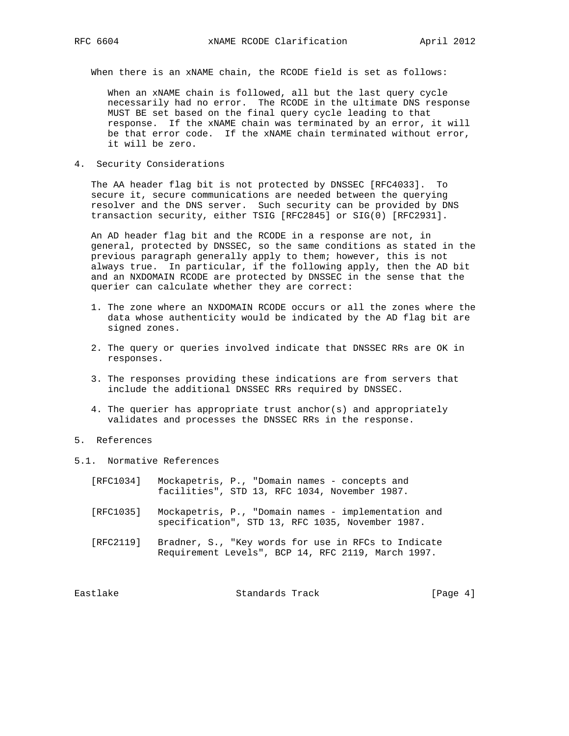When there is an xNAME chain, the RCODE field is set as follows:

> When an xNAME chain is followed, all but the last query cycle necessarily had no error. The RCODE in the ultimate DNS response MUST BE set based on the final query cycle leading to that response. If the xNAME chain was terminated by an error, it will be that error code. If the xNAME chain terminated without error, it will be zero.

## 4. Security Considerations

The AA header flag bit is not protected by DNSSEC [RFC4033]. To secure it, secure communications are needed between the querying resolver and the DNS server. Such security can be provided by DNS transaction security, either TSIG [RFC2845] or SIG(0) [RFC2931].

An AD header flag bit and the RCODE in a response are not, in general, protected by DNSSEC, so the same conditions as stated in the previous paragraph generally apply to them; however, this is not always true. In particular, if the following apply, then the AD bit and an NXDOMAIN RCODE are protected by DNSSEC in the sense that the querier can calculate whether they are correct:

1. The zone where an NXDOMAIN RCODE occurs or all the zones where the data whose authenticity would be indicated by the AD flag bit are signed zones.

2. The query or queries involved indicate that DNSSEC RRs are OK in responses.

3. The responses providing these indications are from servers that include the additional DNSSEC RRs required by DNSSEC.

4. The querier has appropriate trust anchor(s) and appropriately validates and processes the DNSSEC RRs in the response.

## 5. References

### 5.1. Normative References

[RFC1034] Mockapetris, P., "Domain names - concepts and facilities", STD 13, RFC 1034, November 1987.

[RFC1035] Mockapetris, P., "Domain names - implementation and specification", STD 13, RFC 1035, November 1987.

[RFC2119] Bradner, S., "Key words for use in RFCs to Indicate Requirement Levels", BCP 14, RFC 2119, March 1997.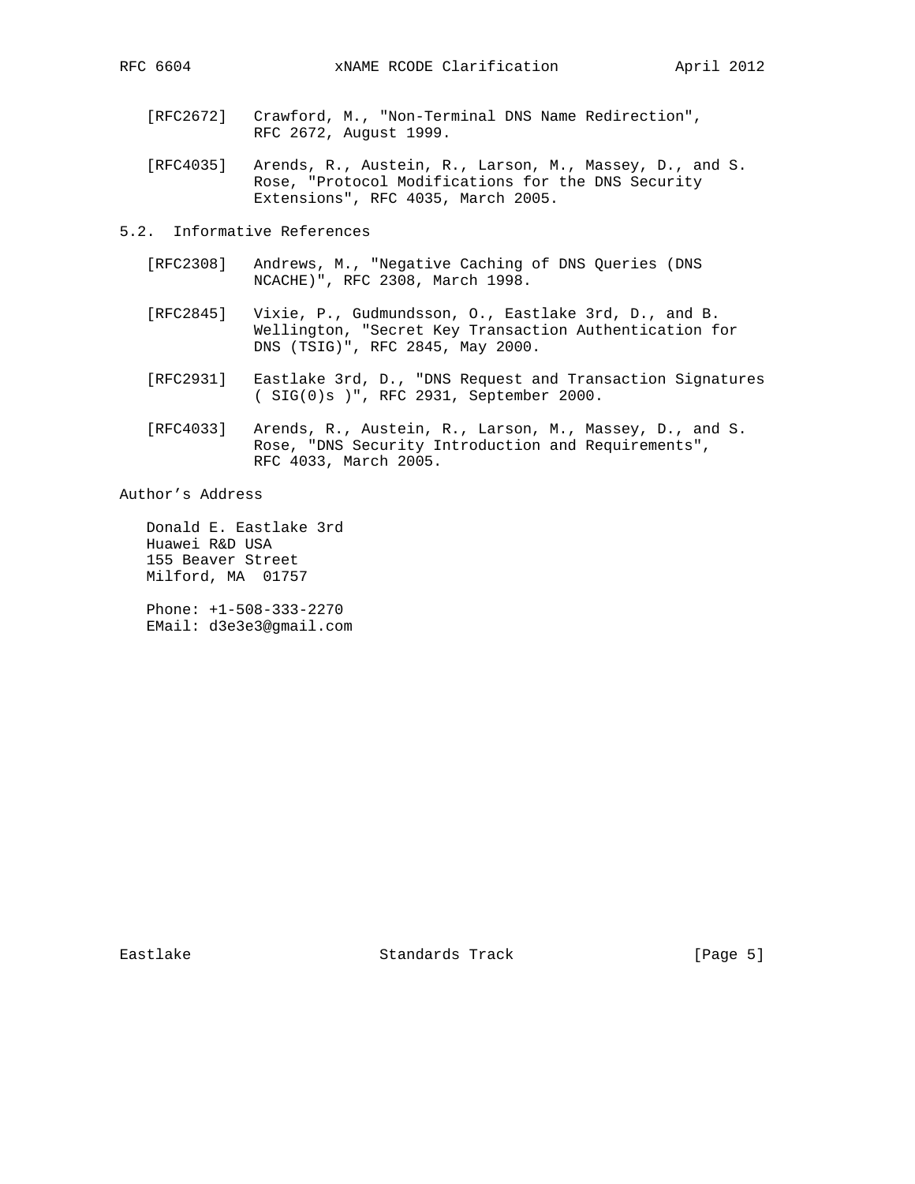[RFC2672] Crawford, M., "Non-Terminal DNS Name Redirection", RFC 2672, August 1999.

[RFC4035] Arends, R., Austein, R., Larson, M., Massey, D., and S. Rose, "Protocol Modifications for the DNS Security Extensions", RFC 4035, March 2005.

## 5.2. Informative References

[RFC2308] Andrews, M., "Negative Caching of DNS Queries (DNS NCACHE)", RFC 2308, March 1998.

[RFC2845] Vixie, P., Gudmundsson, O., Eastlake 3rd, D., and B. Wellington, "Secret Key Transaction Authentication for DNS (TSIG)", RFC 2845, May 2000.

[RFC2931] Eastlake 3rd, D., "DNS Request and Transaction Signatures ( SIG(0)s )", RFC 2931, September 2000.

[RFC4033] Arends, R., Austein, R., Larson, M., Massey, D., and S. Rose, "DNS Security Introduction and Requirements", RFC 4033, March 2005.

## Author's Address

Donald E. Eastlake 3rd
Huawei R&D USA
155 Beaver Street
Milford, MA 01757

Phone: +1-508-333-2270
EMail: d3e3e3@gmail.com